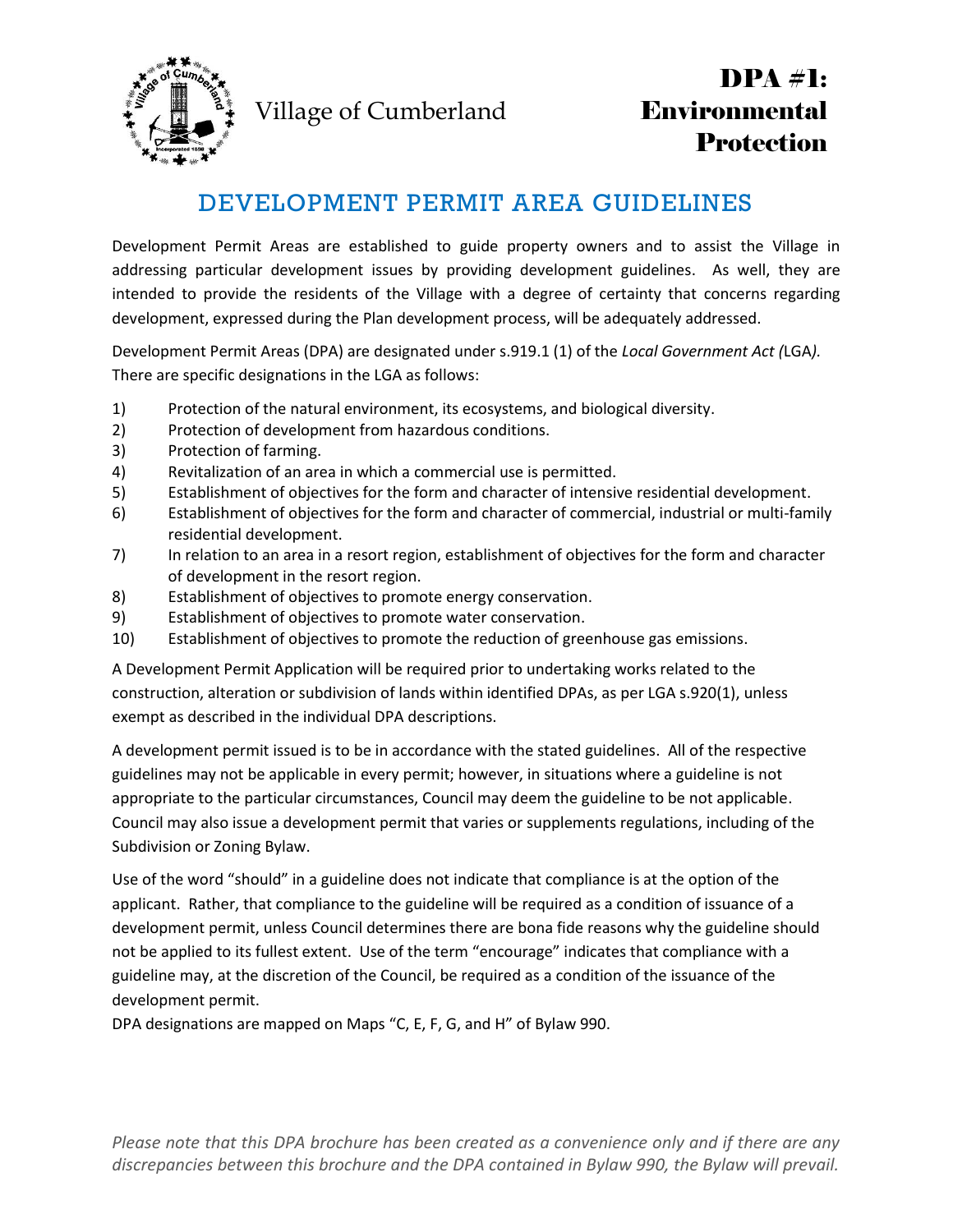Village of Cumberland

# DPA #1: Environmental Protection

## DEVELOPMENT PERMIT AREA GUIDELINES

Development Permit Areas are established to guide property owners and to assist the Village in addressing particular development issues by providing development guidelines. As well, they are intended to provide the residents of the Village with a degree of certainty that concerns regarding development, expressed during the Plan development process, will be adequately addressed.

Development Permit Areas (DPA) are designated under s.919.1 (1) of the *Local Government Act (*LGA*).* There are specific designations in the LGA as follows:

1) Protection of the natural environment, its ecosystems, and biological diversity.
2) Protection of development from hazardous conditions.
3) Protection of farming.
4) Revitalization of an area in which a commercial use is permitted.
5) Establishment of objectives for the form and character of intensive residential development.
6) Establishment of objectives for the form and character of commercial, industrial or multi-family residential development.
7) In relation to an area in a resort region, establishment of objectives for the form and character of development in the resort region.
8) Establishment of objectives to promote energy conservation.
9) Establishment of objectives to promote water conservation.
10) Establishment of objectives to promote the reduction of greenhouse gas emissions.

A Development Permit Application will be required prior to undertaking works related to the construction, alteration or subdivision of lands within identified DPAs, as per LGA s.920(1), unless exempt as described in the individual DPA descriptions.

A development permit issued is to be in accordance with the stated guidelines. All of the respective guidelines may not be applicable in every permit; however, in situations where a guideline is not appropriate to the particular circumstances, Council may deem the guideline to be not applicable. Council may also issue a development permit that varies or supplements regulations, including of the Subdivision or Zoning Bylaw.

Use of the word "should" in a guideline does not indicate that compliance is at the option of the applicant. Rather, that compliance to the guideline will be required as a condition of issuance of a development permit, unless Council determines there are bona fide reasons why the guideline should not be applied to its fullest extent. Use of the term "encourage" indicates that compliance with a guideline may, at the discretion of the Council, be required as a condition of the issuance of the development permit.

DPA designations are mapped on Maps "C, E, F, G, and H" of Bylaw 990.

*Please note that this DPA brochure has been created as a convenience only and if there are any discrepancies between this brochure and the DPA contained in Bylaw 990, the Bylaw will prevail.*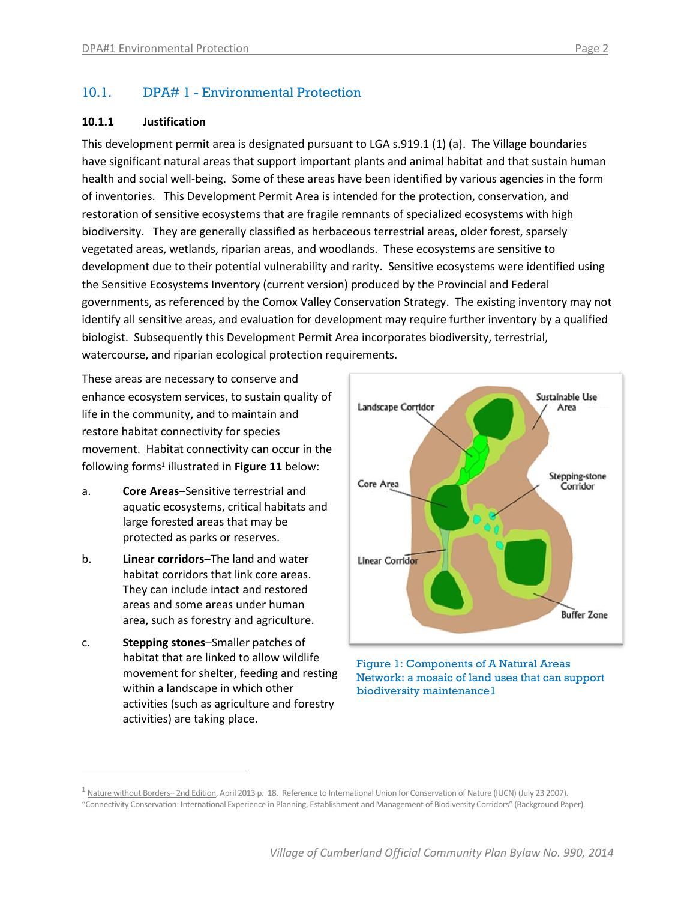## 10.1. DPA# 1 - Environmental Protection

### 10.1.1 Justification

This development permit area is designated pursuant to LGA s.919.1 (1) (a). The Village boundaries have significant natural areas that support important plants and animal habitat and that sustain human health and social well-being. Some of these areas have been identified by various agencies in the form of inventories. This Development Permit Area is intended for the protection, conservation, and restoration of sensitive ecosystems that are fragile remnants of specialized ecosystems with high biodiversity. They are generally classified as herbaceous terrestrial areas, older forest, sparsely vegetated areas, wetlands, riparian areas, and woodlands. These ecosystems are sensitive to development due to their potential vulnerability and rarity. Sensitive ecosystems were identified using the Sensitive Ecosystems Inventory (current version) produced by the Provincial and Federal governments, as referenced by the Comox Valley Conservation Strategy. The existing inventory may not identify all sensitive areas, and evaluation for development may require further inventory by a qualified biologist. Subsequently this Development Permit Area incorporates biodiversity, terrestrial, watercourse, and riparian ecological protection requirements.

These areas are necessary to conserve and enhance ecosystem services, to sustain quality of life in the community, and to maintain and restore habitat connectivity for species movement. Habitat connectivity can occur in the following forms[1] illustrated in **Figure 11** below:

a. **Core Areas**–Sensitive terrestrial and aquatic ecosystems, critical habitats and large forested areas that may be protected as parks or reserves.

b. **Linear corridors**–The land and water habitat corridors that link core areas. They can include intact and restored areas and some areas under human area, such as forestry and agriculture.

c. **Stepping stones**–Smaller patches of habitat that are linked to allow wildlife movement for shelter, feeding and resting within a landscape in which other activities (such as agriculture and forestry activities) are taking place.

Figure 1: Components of A Natural Areas Network: a mosaic of land uses that can support biodiversity maintenance1

---

[1] Nature without Borders– 2nd Edition, April 2013 p. 18. Reference to International Union for Conservation of Nature (IUCN) (July 23 2007). "Connectivity Conservation: International Experience in Planning, Establishment and Management of Biodiversity Corridors" (Background Paper).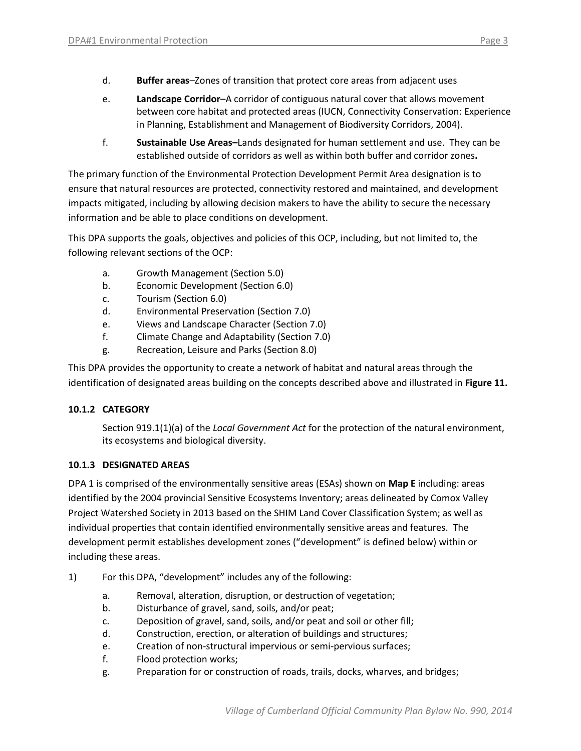d. **Buffer areas**–Zones of transition that protect core areas from adjacent uses

e. **Landscape Corridor**–A corridor of contiguous natural cover that allows movement between core habitat and protected areas (IUCN, Connectivity Conservation: Experience in Planning, Establishment and Management of Biodiversity Corridors, 2004).

f. **Sustainable Use Areas–**Lands designated for human settlement and use. They can be established outside of corridors as well as within both buffer and corridor zones**.**

The primary function of the Environmental Protection Development Permit Area designation is to ensure that natural resources are protected, connectivity restored and maintained, and development impacts mitigated, including by allowing decision makers to have the ability to secure the necessary information and be able to place conditions on development.

This DPA supports the goals, objectives and policies of this OCP, including, but not limited to, the following relevant sections of the OCP:

a. Growth Management (Section 5.0)
b. Economic Development (Section 6.0)
c. Tourism (Section 6.0)
d. Environmental Preservation (Section 7.0)
e. Views and Landscape Character (Section 7.0)
f. Climate Change and Adaptability (Section 7.0)
g. Recreation, Leisure and Parks (Section 8.0)

This DPA provides the opportunity to create a network of habitat and natural areas through the identification of designated areas building on the concepts described above and illustrated in **Figure 11.**

### 10.1.2 CATEGORY

Section 919.1(1)(a) of the *Local Government Act* for the protection of the natural environment, its ecosystems and biological diversity.

### 10.1.3 DESIGNATED AREAS

DPA 1 is comprised of the environmentally sensitive areas (ESAs) shown on **Map E** including: areas identified by the 2004 provincial Sensitive Ecosystems Inventory; areas delineated by Comox Valley Project Watershed Society in 2013 based on the SHIM Land Cover Classification System; as well as individual properties that contain identified environmentally sensitive areas and features. The development permit establishes development zones ("development" is defined below) within or including these areas.

1) For this DPA, "development" includes any of the following:

a. Removal, alteration, disruption, or destruction of vegetation;
b. Disturbance of gravel, sand, soils, and/or peat;
c. Deposition of gravel, sand, soils, and/or peat and soil or other fill;
d. Construction, erection, or alteration of buildings and structures;
e. Creation of non-structural impervious or semi-pervious surfaces;
f. Flood protection works;
g. Preparation for or construction of roads, trails, docks, wharves, and bridges;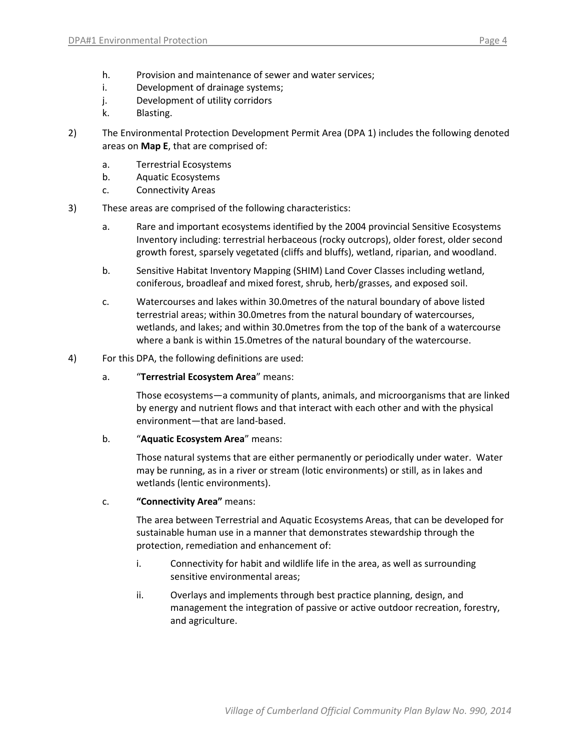h. Provision and maintenance of sewer and water services;
i. Development of drainage systems;
j. Development of utility corridors
k. Blasting.

2) The Environmental Protection Development Permit Area (DPA 1) includes the following denoted areas on **Map E**, that are comprised of:

   a. Terrestrial Ecosystems
   b. Aquatic Ecosystems
   c. Connectivity Areas

3) These areas are comprised of the following characteristics:

   a. Rare and important ecosystems identified by the 2004 provincial Sensitive Ecosystems Inventory including: terrestrial herbaceous (rocky outcrops), older forest, older second growth forest, sparsely vegetated (cliffs and bluffs), wetland, riparian, and woodland.

   b. Sensitive Habitat Inventory Mapping (SHIM) Land Cover Classes including wetland, coniferous, broadleaf and mixed forest, shrub, herb/grasses, and exposed soil.

   c. Watercourses and lakes within 30.0metres of the natural boundary of above listed terrestrial areas; within 30.0metres from the natural boundary of watercourses, wetlands, and lakes; and within 30.0metres from the top of the bank of a watercourse where a bank is within 15.0metres of the natural boundary of the watercourse.

4) For this DPA, the following definitions are used:

   a. "**Terrestrial Ecosystem Area**" means:

      Those ecosystems—a community of plants, animals, and microorganisms that are linked by energy and nutrient flows and that interact with each other and with the physical environment—that are land-based.

   b. "**Aquatic Ecosystem Area**" means:

      Those natural systems that are either permanently or periodically under water. Water may be running, as in a river or stream (lotic environments) or still, as in lakes and wetlands (lentic environments).

   c. **"Connectivity Area"** means:

      The area between Terrestrial and Aquatic Ecosystems Areas, that can be developed for sustainable human use in a manner that demonstrates stewardship through the protection, remediation and enhancement of:

      i. Connectivity for habit and wildlife life in the area, as well as surrounding sensitive environmental areas;

      ii. Overlays and implements through best practice planning, design, and management the integration of passive or active outdoor recreation, forestry, and agriculture.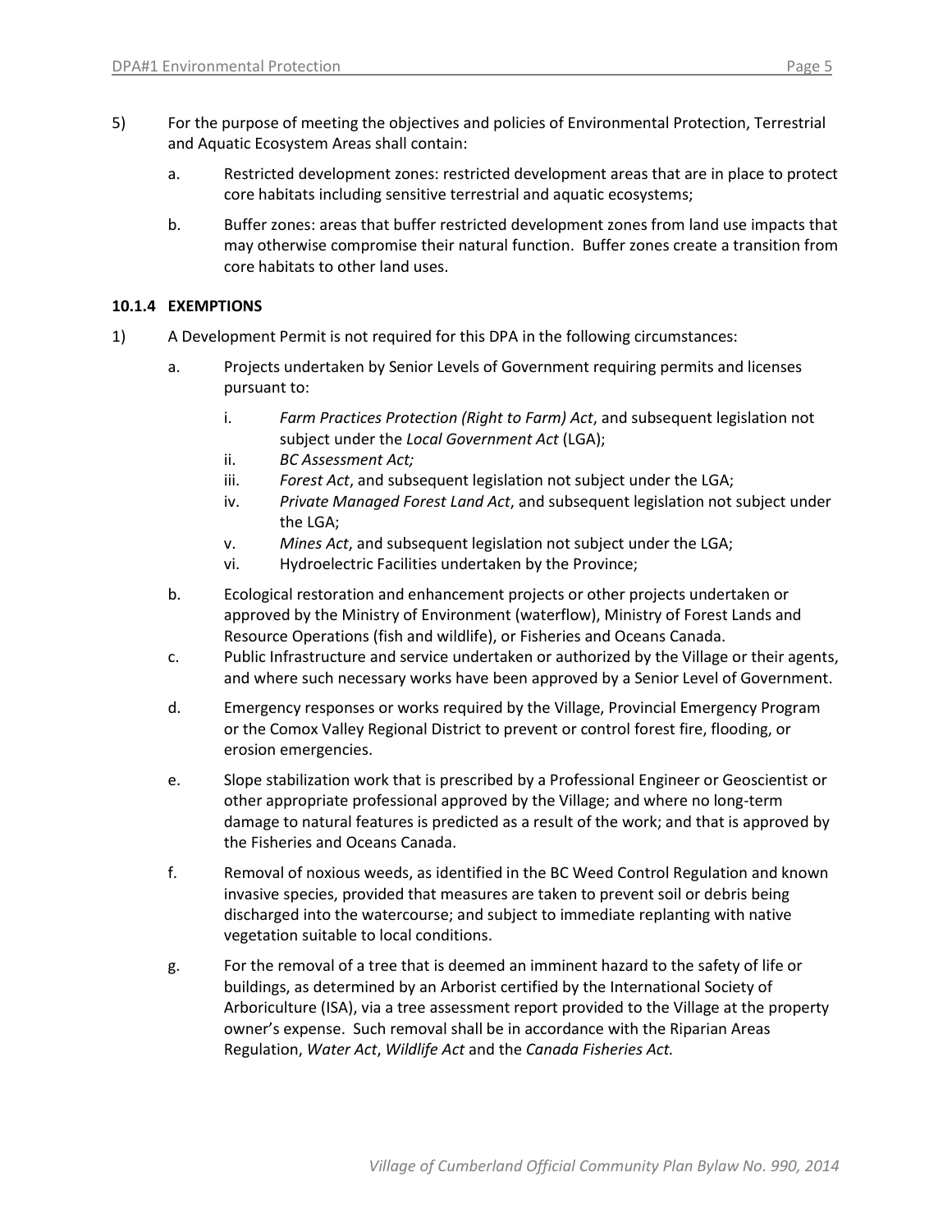5) For the purpose of meeting the objectives and policies of Environmental Protection, Terrestrial and Aquatic Ecosystem Areas shall contain:

   a. Restricted development zones: restricted development areas that are in place to protect core habitats including sensitive terrestrial and aquatic ecosystems;

   b. Buffer zones: areas that buffer restricted development zones from land use impacts that may otherwise compromise their natural function. Buffer zones create a transition from core habitats to other land uses.

### 10.1.4 EXEMPTIONS

1) A Development Permit is not required for this DPA in the following circumstances:

   a. Projects undertaken by Senior Levels of Government requiring permits and licenses pursuant to:

      i. *Farm Practices Protection (Right to Farm) Act*, and subsequent legislation not subject under the *Local Government Act* (LGA);
      ii. *BC Assessment Act;*
      iii. *Forest Act*, and subsequent legislation not subject under the LGA;
      iv. *Private Managed Forest Land Act*, and subsequent legislation not subject under the LGA;
      v. *Mines Act*, and subsequent legislation not subject under the LGA;
      vi. Hydroelectric Facilities undertaken by the Province;

   b. Ecological restoration and enhancement projects or other projects undertaken or approved by the Ministry of Environment (waterflow), Ministry of Forest Lands and Resource Operations (fish and wildlife), or Fisheries and Oceans Canada.

   c. Public Infrastructure and service undertaken or authorized by the Village or their agents, and where such necessary works have been approved by a Senior Level of Government.

   d. Emergency responses or works required by the Village, Provincial Emergency Program or the Comox Valley Regional District to prevent or control forest fire, flooding, or erosion emergencies.

   e. Slope stabilization work that is prescribed by a Professional Engineer or Geoscientist or other appropriate professional approved by the Village; and where no long-term damage to natural features is predicted as a result of the work; and that is approved by the Fisheries and Oceans Canada.

   f. Removal of noxious weeds, as identified in the BC Weed Control Regulation and known invasive species, provided that measures are taken to prevent soil or debris being discharged into the watercourse; and subject to immediate replanting with native vegetation suitable to local conditions.

   g. For the removal of a tree that is deemed an imminent hazard to the safety of life or buildings, as determined by an Arborist certified by the International Society of Arboriculture (ISA), via a tree assessment report provided to the Village at the property owner's expense. Such removal shall be in accordance with the Riparian Areas Regulation, *Water Act*, *Wildlife Act* and the *Canada Fisheries Act.*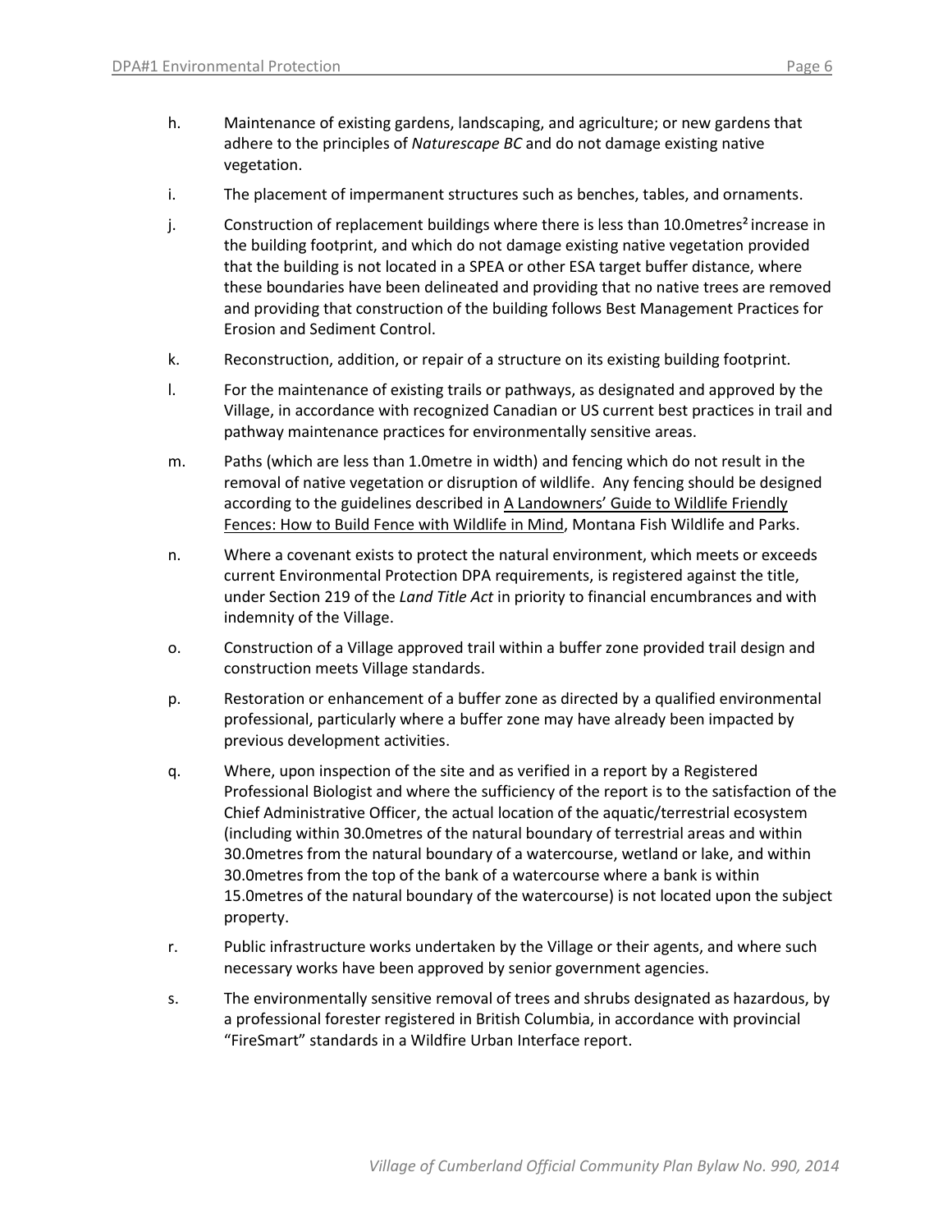h. Maintenance of existing gardens, landscaping, and agriculture; or new gardens that adhere to the principles of *Naturescape BC* and do not damage existing native vegetation.

i. The placement of impermanent structures such as benches, tables, and ornaments.

j. Construction of replacement buildings where there is less than 10.0metres$^2$ increase in the building footprint, and which do not damage existing native vegetation provided that the building is not located in a SPEA or other ESA target buffer distance, where these boundaries have been delineated and providing that no native trees are removed and providing that construction of the building follows Best Management Practices for Erosion and Sediment Control.

k. Reconstruction, addition, or repair of a structure on its existing building footprint.

l. For the maintenance of existing trails or pathways, as designated and approved by the Village, in accordance with recognized Canadian or US current best practices in trail and pathway maintenance practices for environmentally sensitive areas.

m. Paths (which are less than 1.0metre in width) and fencing which do not result in the removal of native vegetation or disruption of wildlife. Any fencing should be designed according to the guidelines described in A Landowners' Guide to Wildlife Friendly Fences: How to Build Fence with Wildlife in Mind, Montana Fish Wildlife and Parks.

n. Where a covenant exists to protect the natural environment, which meets or exceeds current Environmental Protection DPA requirements, is registered against the title, under Section 219 of the *Land Title Act* in priority to financial encumbrances and with indemnity of the Village.

o. Construction of a Village approved trail within a buffer zone provided trail design and construction meets Village standards.

p. Restoration or enhancement of a buffer zone as directed by a qualified environmental professional, particularly where a buffer zone may have already been impacted by previous development activities.

q. Where, upon inspection of the site and as verified in a report by a Registered Professional Biologist and where the sufficiency of the report is to the satisfaction of the Chief Administrative Officer, the actual location of the aquatic/terrestrial ecosystem (including within 30.0metres of the natural boundary of terrestrial areas and within 30.0metres from the natural boundary of a watercourse, wetland or lake, and within 30.0metres from the top of the bank of a watercourse where a bank is within 15.0metres of the natural boundary of the watercourse) is not located upon the subject property.

r. Public infrastructure works undertaken by the Village or their agents, and where such necessary works have been approved by senior government agencies.

s. The environmentally sensitive removal of trees and shrubs designated as hazardous, by a professional forester registered in British Columbia, in accordance with provincial "FireSmart" standards in a Wildfire Urban Interface report.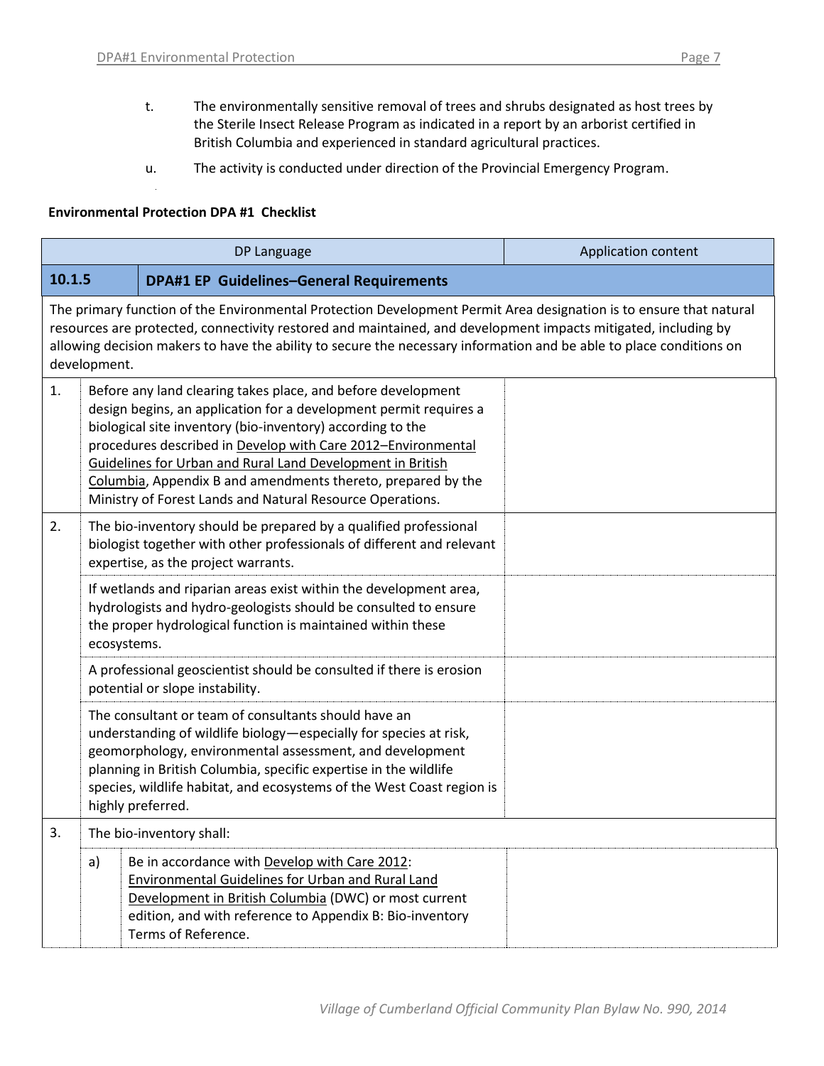t. The environmentally sensitive removal of trees and shrubs designated as host trees by the Sterile Insect Release Program as indicated in a report by an arborist certified in British Columbia and experienced in standard agricultural practices.

u. The activity is conducted under direction of the Provincial Emergency Program.

**Environmental Protection DPA #1 Checklist**

| | DP Language | Application content |
|---|---|---|
| **10.1.5** | **DPA#1 EP Guidelines–General Requirements** | |
| | The primary function of the Environmental Protection Development Permit Area designation is to ensure that natural resources are protected, connectivity restored and maintained, and development impacts mitigated, including by allowing decision makers to have the ability to secure the necessary information and be able to place conditions on development. | |
| 1. | Before any land clearing takes place, and before development design begins, an application for a development permit requires a biological site inventory (bio-inventory) according to the procedures described in Develop with Care 2012–Environmental Guidelines for Urban and Rural Land Development in British Columbia, Appendix B and amendments thereto, prepared by the Ministry of Forest Lands and Natural Resource Operations. | |
| 2. | The bio-inventory should be prepared by a qualified professional biologist together with other professionals of different and relevant expertise, as the project warrants. | |
| | If wetlands and riparian areas exist within the development area, hydrologists and hydro-geologists should be consulted to ensure the proper hydrological function is maintained within these ecosystems. | |
| | A professional geoscientist should be consulted if there is erosion potential or slope instability. | |
| | The consultant or team of consultants should have an understanding of wildlife biology—especially for species at risk, geomorphology, environmental assessment, and development planning in British Columbia, specific expertise in the wildlife species, wildlife habitat, and ecosystems of the West Coast region is highly preferred. | |
| 3. | The bio-inventory shall: | |
| | a) Be in accordance with Develop with Care 2012: Environmental Guidelines for Urban and Rural Land Development in British Columbia (DWC) or most current edition, and with reference to Appendix B: Bio-inventory Terms of Reference. | |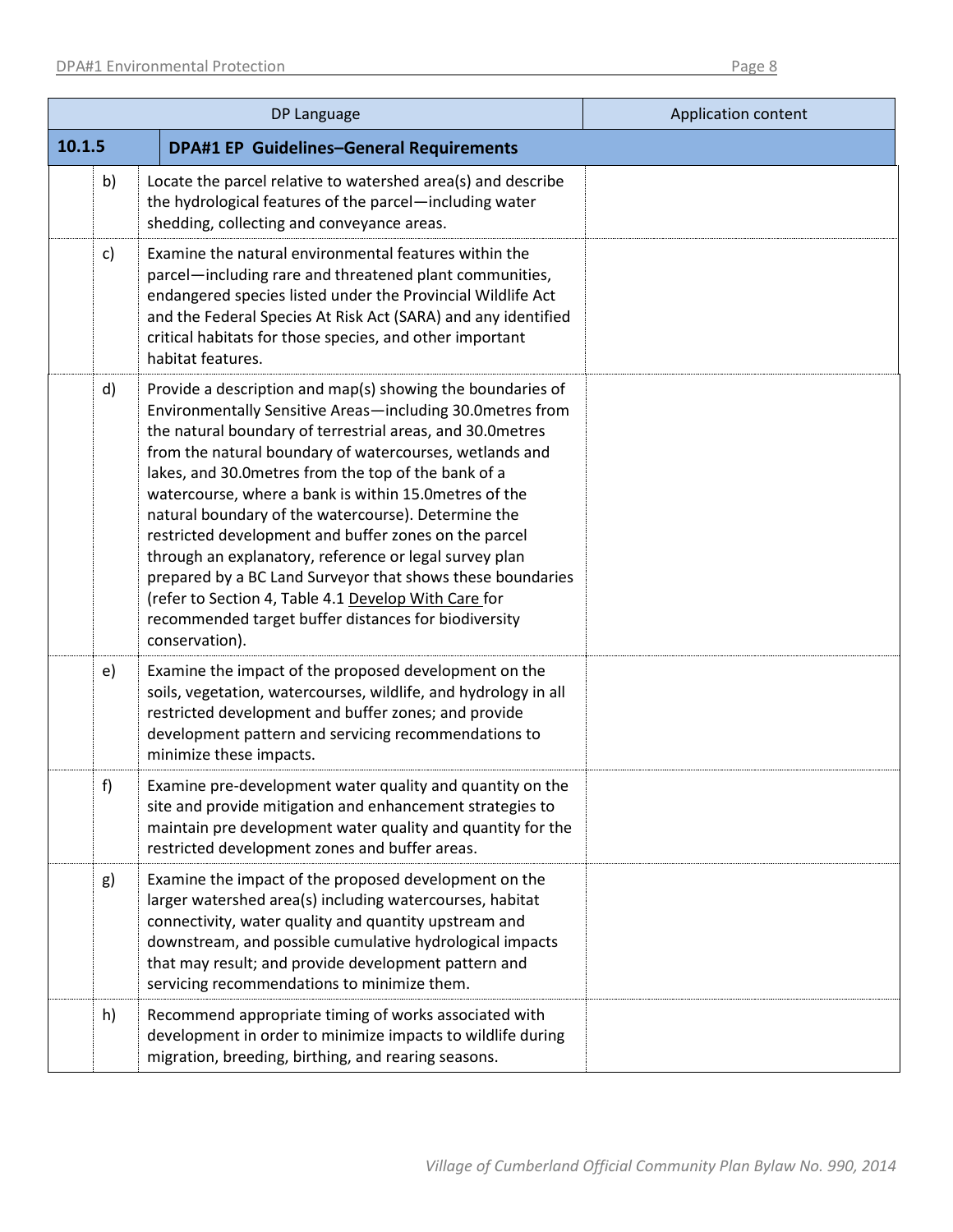| | | DP Language | Application content |
|---|---|---|---|
| **10.1.5** | | **DPA#1 EP Guidelines–General Requirements** | |
| | b) | Locate the parcel relative to watershed area(s) and describe the hydrological features of the parcel—including water shedding, collecting and conveyance areas. | |
| | c) | Examine the natural environmental features within the parcel—including rare and threatened plant communities, endangered species listed under the Provincial Wildlife Act and the Federal Species At Risk Act (SARA) and any identified critical habitats for those species, and other important habitat features. | |
| | d) | Provide a description and map(s) showing the boundaries of Environmentally Sensitive Areas—including 30.0metres from the natural boundary of terrestrial areas, and 30.0metres from the natural boundary of watercourses, wetlands and lakes, and 30.0metres from the top of the bank of a watercourse, where a bank is within 15.0metres of the natural boundary of the watercourse). Determine the restricted development and buffer zones on the parcel through an explanatory, reference or legal survey plan prepared by a BC Land Surveyor that shows these boundaries (refer to Section 4, Table 4.1 Develop With Care for recommended target buffer distances for biodiversity conservation). | |
| | e) | Examine the impact of the proposed development on the soils, vegetation, watercourses, wildlife, and hydrology in all restricted development and buffer zones; and provide development pattern and servicing recommendations to minimize these impacts. | |
| | f) | Examine pre-development water quality and quantity on the site and provide mitigation and enhancement strategies to maintain pre development water quality and quantity for the restricted development zones and buffer areas. | |
| | g) | Examine the impact of the proposed development on the larger watershed area(s) including watercourses, habitat connectivity, water quality and quantity upstream and downstream, and possible cumulative hydrological impacts that may result; and provide development pattern and servicing recommendations to minimize them. | |
| | h) | Recommend appropriate timing of works associated with development in order to minimize impacts to wildlife during migration, breeding, birthing, and rearing seasons. | |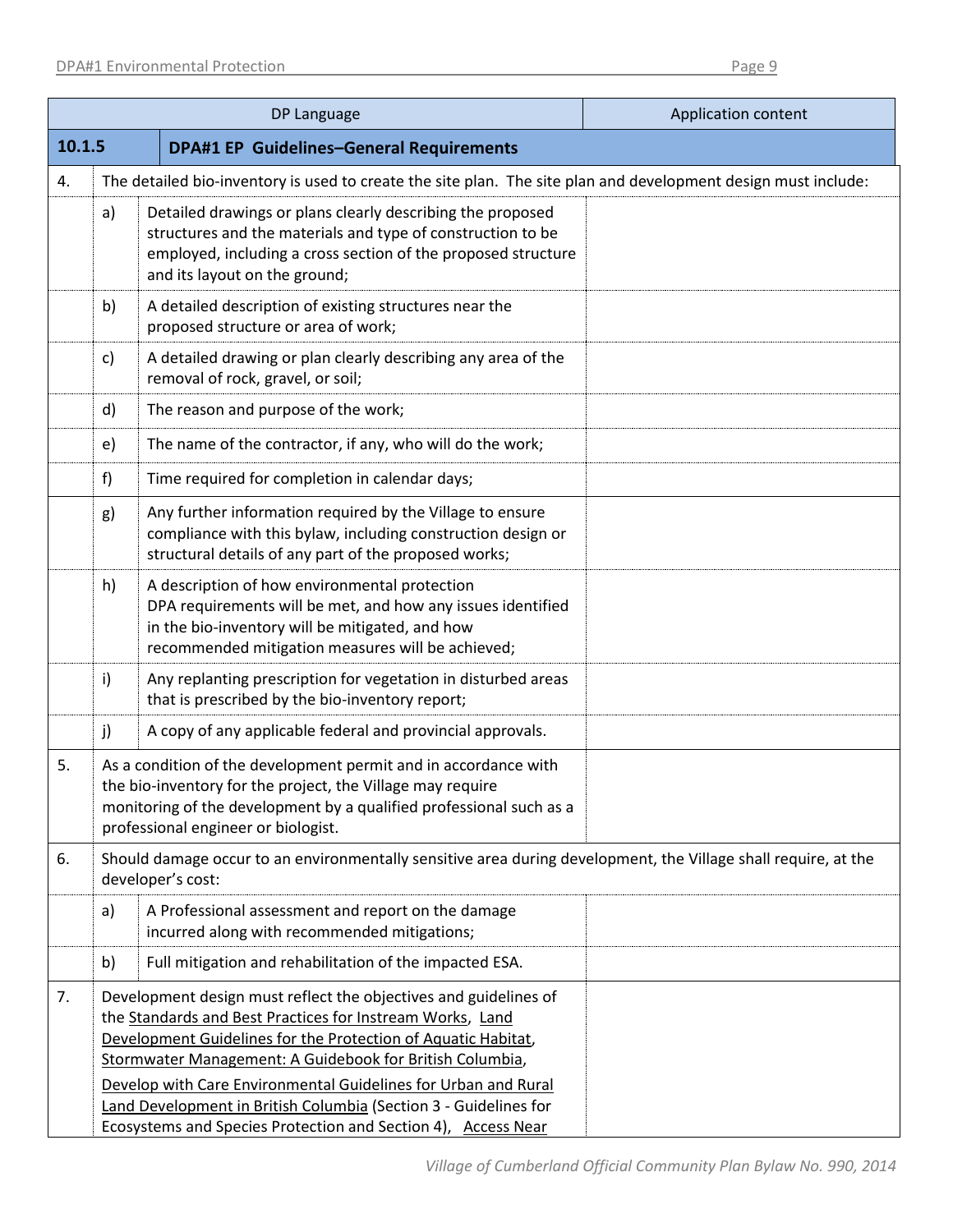| | | DP Language | Application content |
|---|---|---|---|
| **10.1.5** | | **DPA#1 EP Guidelines–General Requirements** | |
| 4. | The detailed bio-inventory is used to create the site plan. The site plan and development design must include: | | |
| | a) | Detailed drawings or plans clearly describing the proposed structures and the materials and type of construction to be employed, including a cross section of the proposed structure and its layout on the ground; | |
| | b) | A detailed description of existing structures near the proposed structure or area of work; | |
| | c) | A detailed drawing or plan clearly describing any area of the removal of rock, gravel, or soil; | |
| | d) | The reason and purpose of the work; | |
| | e) | The name of the contractor, if any, who will do the work; | |
| | f) | Time required for completion in calendar days; | |
| | g) | Any further information required by the Village to ensure compliance with this bylaw, including construction design or structural details of any part of the proposed works; | |
| | h) | A description of how environmental protection DPA requirements will be met, and how any issues identified in the bio-inventory will be mitigated, and how recommended mitigation measures will be achieved; | |
| | i) | Any replanting prescription for vegetation in disturbed areas that is prescribed by the bio-inventory report; | |
| | j) | A copy of any applicable federal and provincial approvals. | |
| 5. | As a condition of the development permit and in accordance with the bio-inventory for the project, the Village may require monitoring of the development by a qualified professional such as a professional engineer or biologist. | | |
| 6. | Should damage occur to an environmentally sensitive area during development, the Village shall require, at the developer's cost: | | |
| | a) | A Professional assessment and report on the damage incurred along with recommended mitigations; | |
| | b) | Full mitigation and rehabilitation of the impacted ESA. | |
| 7. | Development design must reflect the objectives and guidelines of the Standards and Best Practices for Instream Works, Land Development Guidelines for the Protection of Aquatic Habitat, Stormwater Management: A Guidebook for British Columbia, Develop with Care Environmental Guidelines for Urban and Rural Land Development in British Columbia (Section 3 - Guidelines for Ecosystems and Species Protection and Section 4), Access Near | | |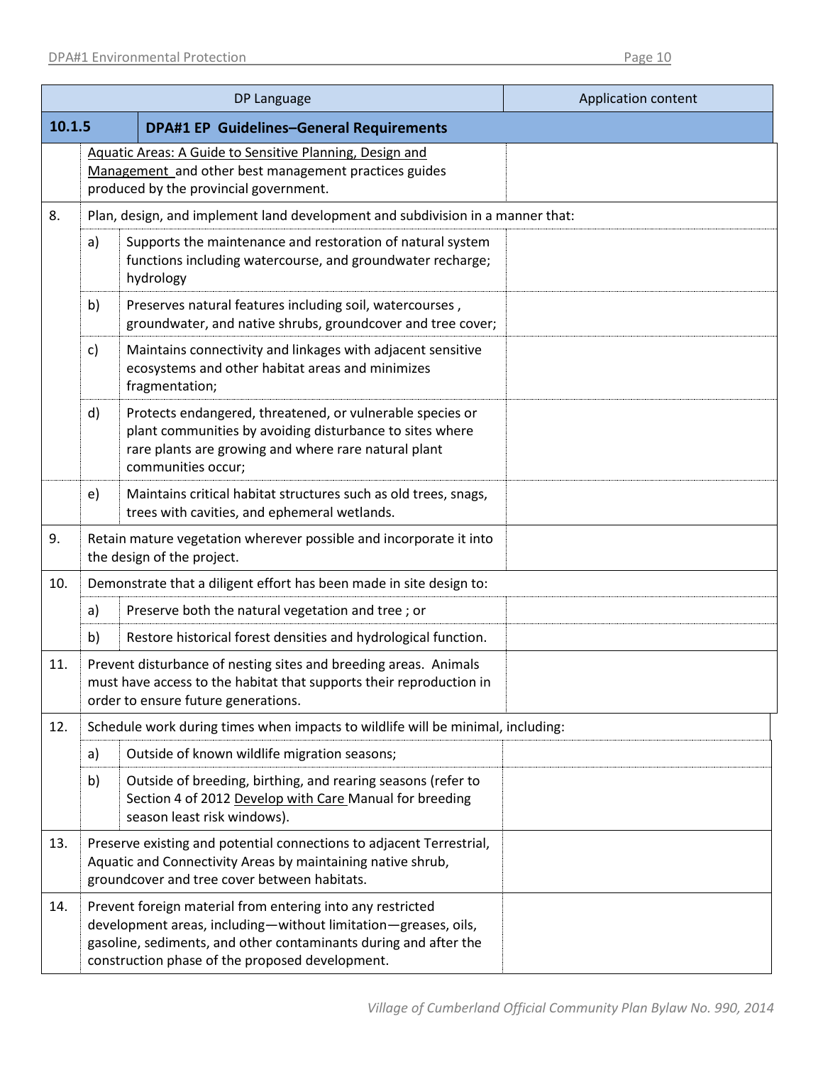| DP Language | | | Application content |
|---|---|---|---|
| **10.1.5** | **DPA#1 EP Guidelines–General Requirements** | | |
| | Aquatic Areas: A Guide to Sensitive Planning, Design and Management and other best management practices guides produced by the provincial government. | | |
| 8. | Plan, design, and implement land development and subdivision in a manner that: | | |
| | a) | Supports the maintenance and restoration of natural system functions including watercourse, and groundwater recharge; hydrology | |
| | b) | Preserves natural features including soil, watercourses , groundwater, and native shrubs, groundcover and tree cover; | |
| | c) | Maintains connectivity and linkages with adjacent sensitive ecosystems and other habitat areas and minimizes fragmentation; | |
| | d) | Protects endangered, threatened, or vulnerable species or plant communities by avoiding disturbance to sites where rare plants are growing and where rare natural plant communities occur; | |
| | e) | Maintains critical habitat structures such as old trees, snags, trees with cavities, and ephemeral wetlands. | |
| 9. | Retain mature vegetation wherever possible and incorporate it into the design of the project. | | |
| 10. | Demonstrate that a diligent effort has been made in site design to: | | |
| | a) | Preserve both the natural vegetation and tree ; or | |
| | b) | Restore historical forest densities and hydrological function. | |
| 11. | Prevent disturbance of nesting sites and breeding areas. Animals must have access to the habitat that supports their reproduction in order to ensure future generations. | | |
| 12. | Schedule work during times when impacts to wildlife will be minimal, including: | | |
| | a) | Outside of known wildlife migration seasons; | |
| | b) | Outside of breeding, birthing, and rearing seasons (refer to Section 4 of 2012 Develop with Care Manual for breeding season least risk windows). | |
| 13. | Preserve existing and potential connections to adjacent Terrestrial, Aquatic and Connectivity Areas by maintaining native shrub, groundcover and tree cover between habitats. | | |
| 14. | Prevent foreign material from entering into any restricted development areas, including—without limitation—greases, oils, gasoline, sediments, and other contaminants during and after the construction phase of the proposed development. | | |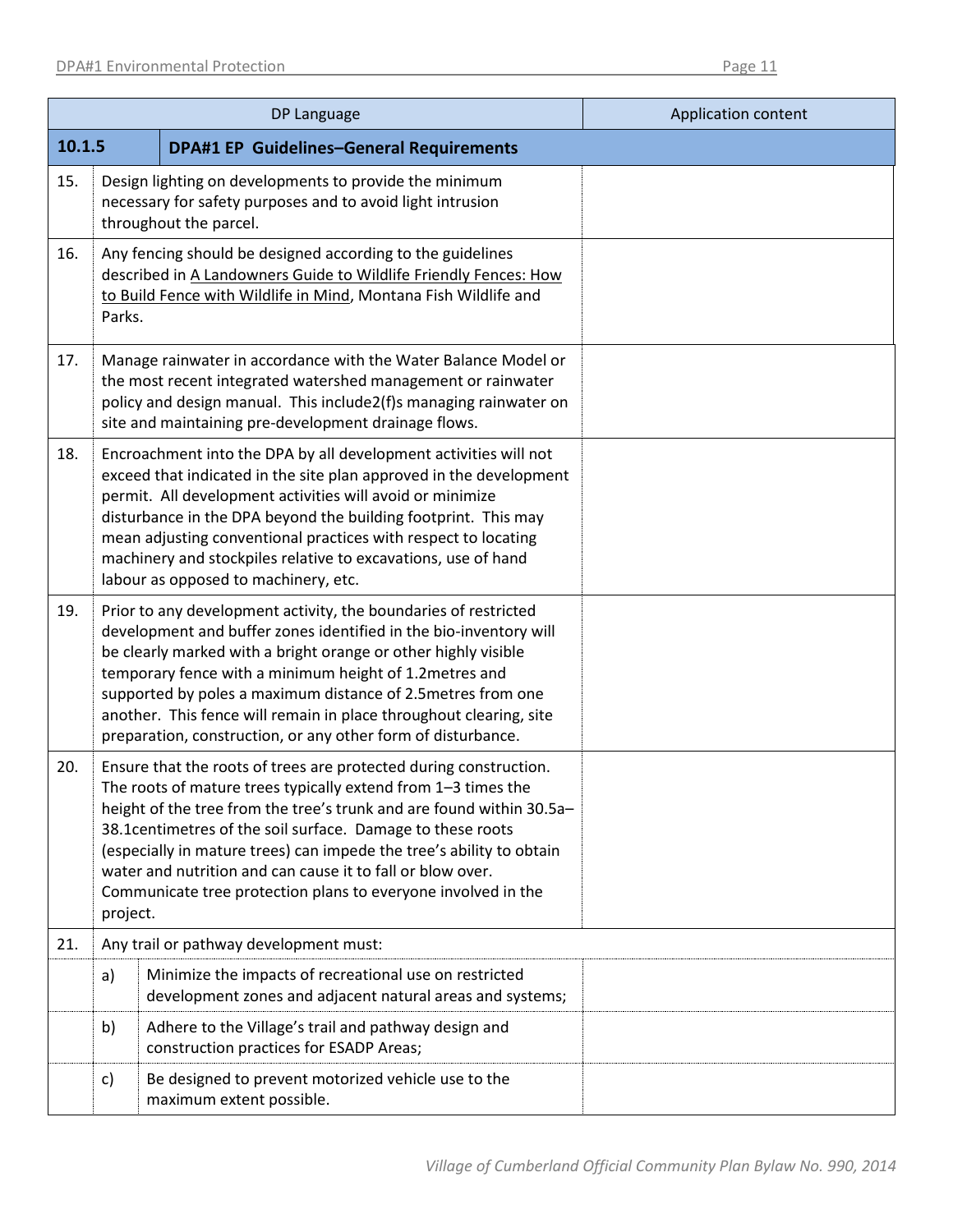| DP Language | | Application content |
|---|---|---|
| **10.1.5** | **DPA#1 EP Guidelines–General Requirements** | |
| 15. | Design lighting on developments to provide the minimum necessary for safety purposes and to avoid light intrusion throughout the parcel. | |
| 16. | Any fencing should be designed according to the guidelines described in A Landowners Guide to Wildlife Friendly Fences: How to Build Fence with Wildlife in Mind, Montana Fish Wildlife and Parks. | |
| 17. | Manage rainwater in accordance with the Water Balance Model or the most recent integrated watershed management or rainwater policy and design manual. This include2(f)s managing rainwater on site and maintaining pre-development drainage flows. | |
| 18. | Encroachment into the DPA by all development activities will not exceed that indicated in the site plan approved in the development permit. All development activities will avoid or minimize disturbance in the DPA beyond the building footprint. This may mean adjusting conventional practices with respect to locating machinery and stockpiles relative to excavations, use of hand labour as opposed to machinery, etc. | |
| 19. | Prior to any development activity, the boundaries of restricted development and buffer zones identified in the bio-inventory will be clearly marked with a bright orange or other highly visible temporary fence with a minimum height of 1.2metres and supported by poles a maximum distance of 2.5metres from one another. This fence will remain in place throughout clearing, site preparation, construction, or any other form of disturbance. | |
| 20. | Ensure that the roots of trees are protected during construction. The roots of mature trees typically extend from 1–3 times the height of the tree from the tree's trunk and are found within 30.5a–38.1centimetres of the soil surface. Damage to these roots (especially in mature trees) can impede the tree's ability to obtain water and nutrition and can cause it to fall or blow over. Communicate tree protection plans to everyone involved in the project. | |
| 21. | Any trail or pathway development must: | |
| | a) Minimize the impacts of recreational use on restricted development zones and adjacent natural areas and systems; | |
| | b) Adhere to the Village's trail and pathway design and construction practices for ESADP Areas; | |
| | c) Be designed to prevent motorized vehicle use to the maximum extent possible. | |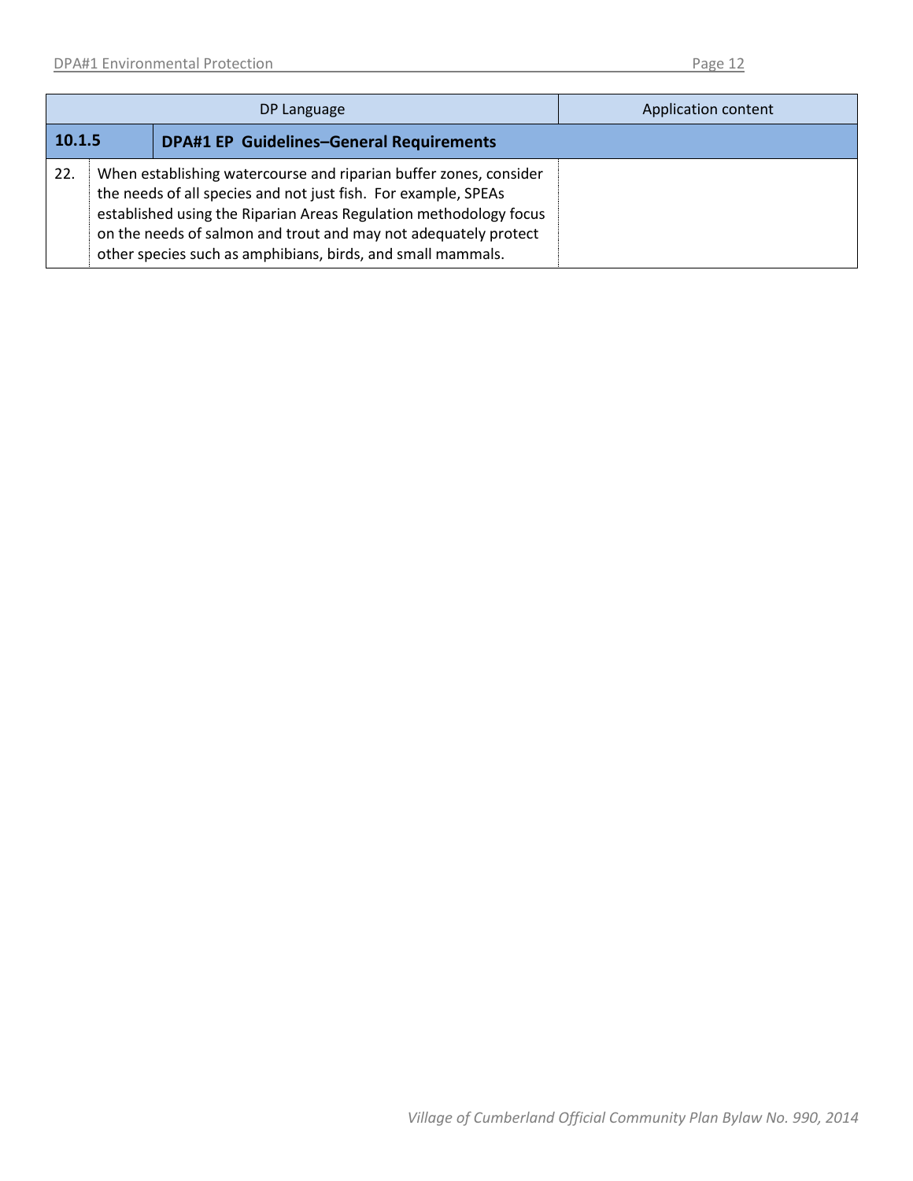| DP Language | | Application content |
|---|---|---|
| **10.1.5** | **DPA#1 EP Guidelines–General Requirements** | |
| 22. | When establishing watercourse and riparian buffer zones, consider the needs of all species and not just fish. For example, SPEAs established using the Riparian Areas Regulation methodology focus on the needs of salmon and trout and may not adequately protect other species such as amphibians, birds, and small mammals. | |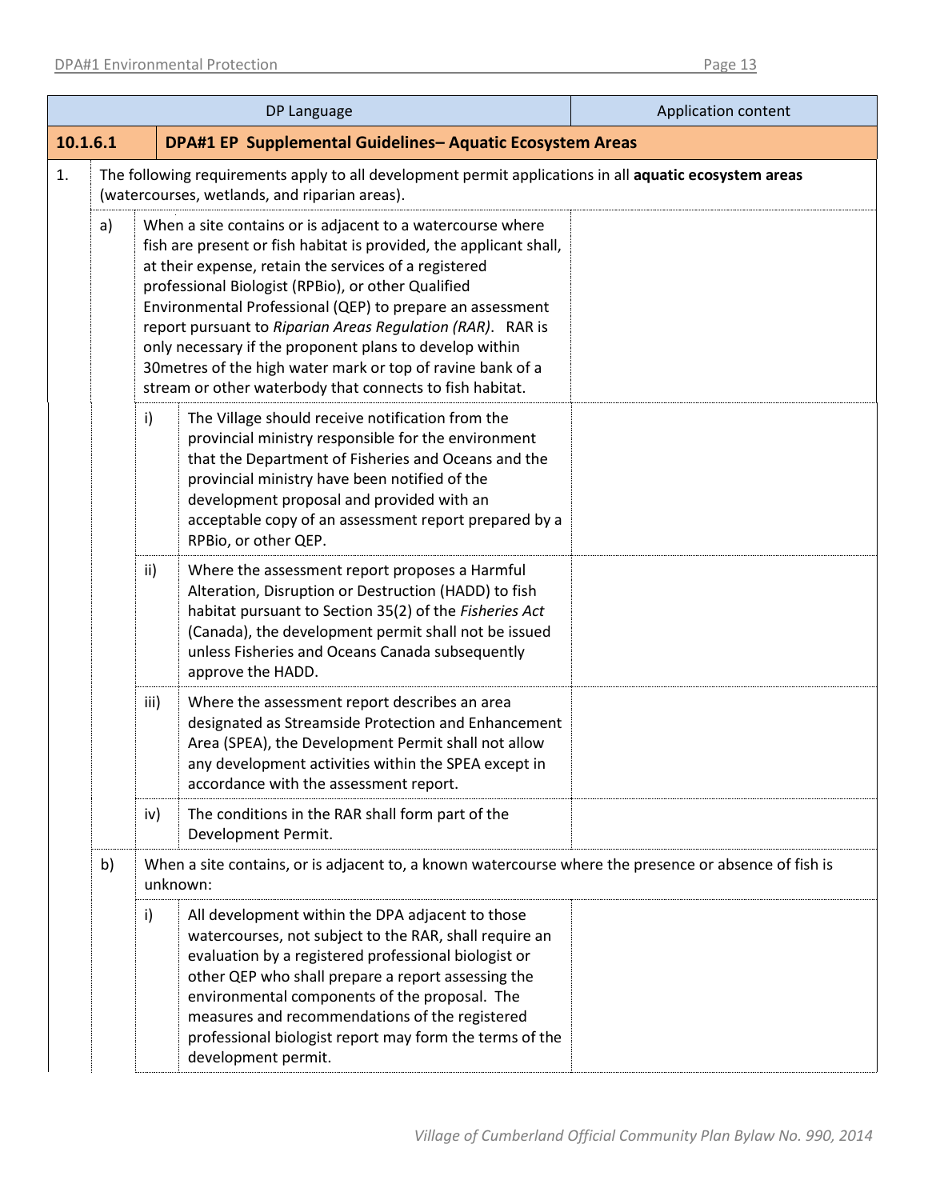| DP Language | | | | Application content |
|---|---|---|---|---|
| **10.1.6.1** | **DPA#1 EP Supplemental Guidelines– Aquatic Ecosystem Areas** | | | |
| 1. | The following requirements apply to all development permit applications in all **aquatic ecosystem areas** (watercourses, wetlands, and riparian areas). | | | |
| | a) | When a site contains or is adjacent to a watercourse where fish are present or fish habitat is provided, the applicant shall, at their expense, retain the services of a registered professional Biologist (RPBio), or other Qualified Environmental Professional (QEP) to prepare an assessment report pursuant to *Riparian Areas Regulation (RAR)*. RAR is only necessary if the proponent plans to develop within 30metres of the high water mark or top of ravine bank of a stream or other waterbody that connects to fish habitat. | | |
| | | i) | The Village should receive notification from the provincial ministry responsible for the environment that the Department of Fisheries and Oceans and the provincial ministry have been notified of the development proposal and provided with an acceptable copy of an assessment report prepared by a RPBio, or other QEP. | |
| | | ii) | Where the assessment report proposes a Harmful Alteration, Disruption or Destruction (HADD) to fish habitat pursuant to Section 35(2) of the *Fisheries Act* (Canada), the development permit shall not be issued unless Fisheries and Oceans Canada subsequently approve the HADD. | |
| | | iii) | Where the assessment report describes an area designated as Streamside Protection and Enhancement Area (SPEA), the Development Permit shall not allow any development activities within the SPEA except in accordance with the assessment report. | |
| | | iv) | The conditions in the RAR shall form part of the Development Permit. | |
| | b) | When a site contains, or is adjacent to, a known watercourse where the presence or absence of fish is unknown: | | |
| | | i) | All development within the DPA adjacent to those watercourses, not subject to the RAR, shall require an evaluation by a registered professional biologist or other QEP who shall prepare a report assessing the environmental components of the proposal. The measures and recommendations of the registered professional biologist report may form the terms of the development permit. | |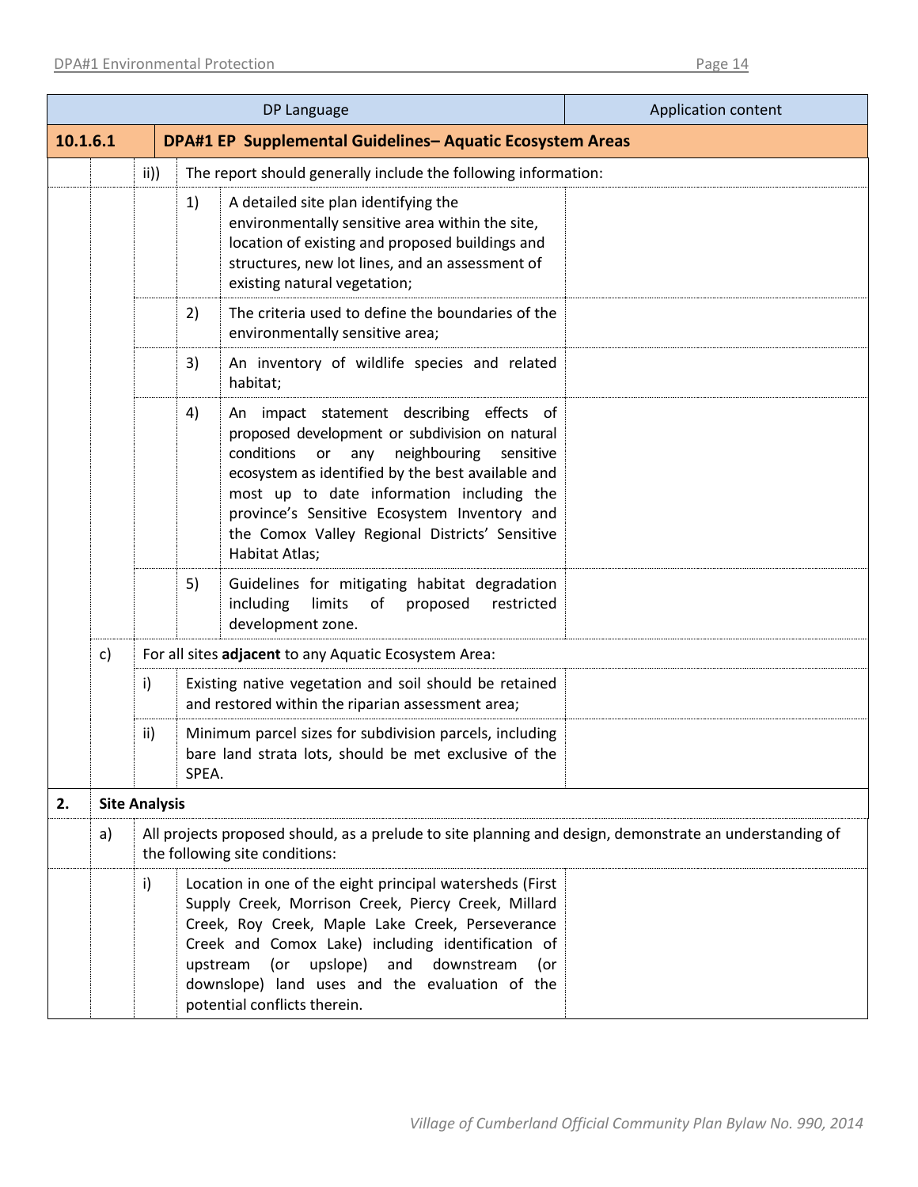| | | | | DP Language | Application content |
|---|---|---|---|---|---|
| **10.1.6.1** | | **DPA#1 EP Supplemental Guidelines– Aquatic Ecosystem Areas** | | | |
| | | ii)) | The report should generally include the following information: | | |
| | | | 1) | A detailed site plan identifying the environmentally sensitive area within the site, location of existing and proposed buildings and structures, new lot lines, and an assessment of existing natural vegetation; | |
| | | | 2) | The criteria used to define the boundaries of the environmentally sensitive area; | |
| | | | 3) | An inventory of wildlife species and related habitat; | |
| | | | 4) | An impact statement describing effects of proposed development or subdivision on natural conditions or any neighbouring sensitive ecosystem as identified by the best available and most up to date information including the province's Sensitive Ecosystem Inventory and the Comox Valley Regional Districts' Sensitive Habitat Atlas; | |
| | | | 5) | Guidelines for mitigating habitat degradation including limits of proposed restricted development zone. | |
| | c) | For all sites **adjacent** to any Aquatic Ecosystem Area: | | | |
| | | i) | Existing native vegetation and soil should be retained and restored within the riparian assessment area; | | |
| | | ii) | Minimum parcel sizes for subdivision parcels, including bare land strata lots, should be met exclusive of the SPEA. | | |
| **2.** | **Site Analysis** | | | | |
| | a) | All projects proposed should, as a prelude to site planning and design, demonstrate an understanding of the following site conditions: | | | |
| | | i) | Location in one of the eight principal watersheds (First Supply Creek, Morrison Creek, Piercy Creek, Millard Creek, Roy Creek, Maple Lake Creek, Perseverance Creek and Comox Lake) including identification of upstream (or upslope) and downstream (or downslope) land uses and the evaluation of the potential conflicts therein. | | |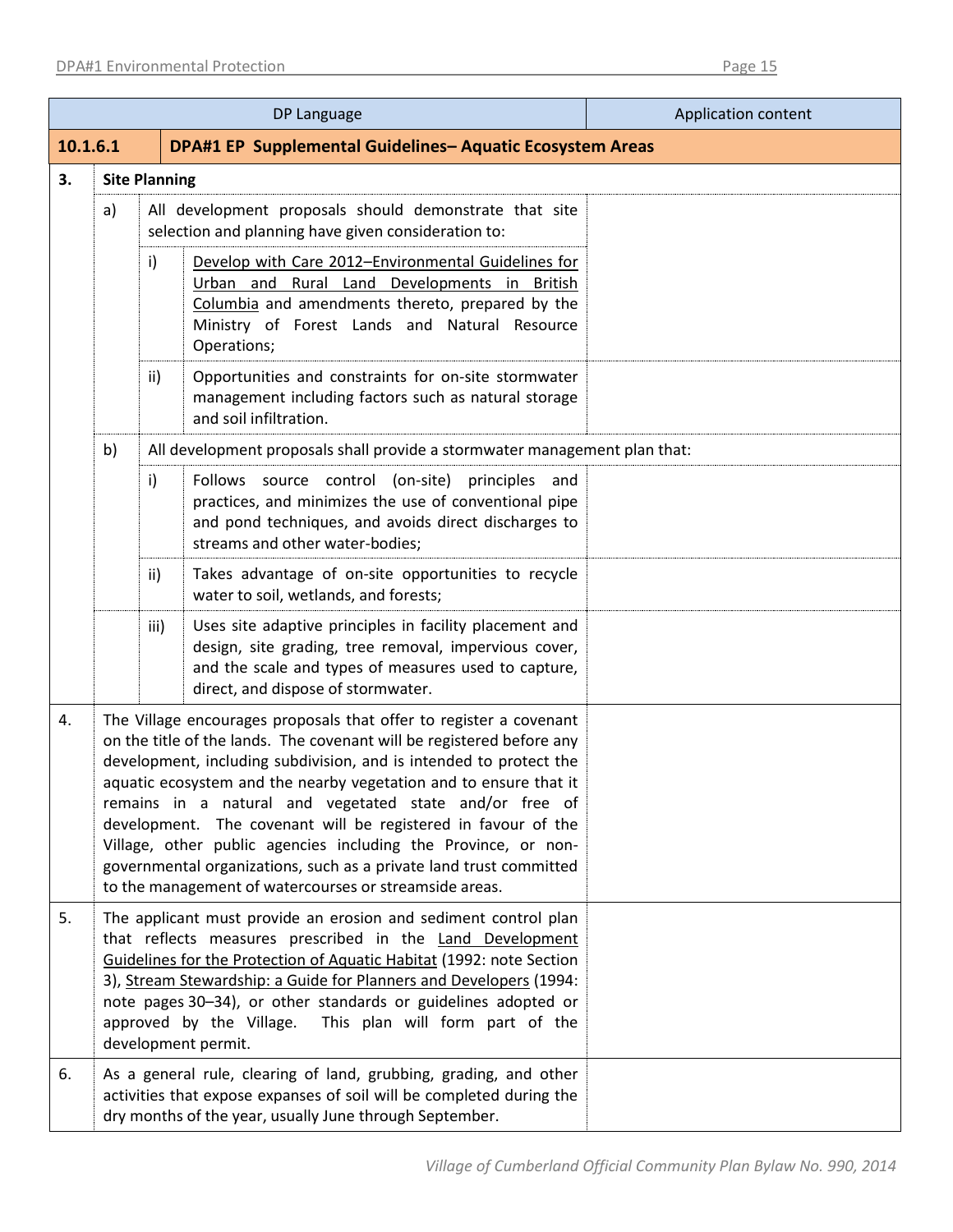| | | | DP Language | Application content |
|---|---|---|---|---|
| **10.1.6.1** | **DPA#1 EP Supplemental Guidelines– Aquatic Ecosystem Areas** | | | |
| **3.** | **Site Planning** | | | |
| | a) | All development proposals should demonstrate that site selection and planning have given consideration to: | | |
| | | i) | Develop with Care 2012–Environmental Guidelines for Urban and Rural Land Developments in British Columbia and amendments thereto, prepared by the Ministry of Forest Lands and Natural Resource Operations; | |
| | | ii) | Opportunities and constraints for on-site stormwater management including factors such as natural storage and soil infiltration. | |
| | b) | All development proposals shall provide a stormwater management plan that: | | |
| | | i) | Follows source control (on-site) principles and practices, and minimizes the use of conventional pipe and pond techniques, and avoids direct discharges to streams and other water-bodies; | |
| | | ii) | Takes advantage of on-site opportunities to recycle water to soil, wetlands, and forests; | |
| | | iii) | Uses site adaptive principles in facility placement and design, site grading, tree removal, impervious cover, and the scale and types of measures used to capture, direct, and dispose of stormwater. | |
| 4. | The Village encourages proposals that offer to register a covenant on the title of the lands. The covenant will be registered before any development, including subdivision, and is intended to protect the aquatic ecosystem and the nearby vegetation and to ensure that it remains in a natural and vegetated state and/or free of development. The covenant will be registered in favour of the Village, other public agencies including the Province, or non-governmental organizations, such as a private land trust committed to the management of watercourses or streamside areas. | | | |
| 5. | The applicant must provide an erosion and sediment control plan that reflects measures prescribed in the Land Development Guidelines for the Protection of Aquatic Habitat (1992: note Section 3), Stream Stewardship: a Guide for Planners and Developers (1994: note pages 30–34), or other standards or guidelines adopted or approved by the Village. This plan will form part of the development permit. | | | |
| 6. | As a general rule, clearing of land, grubbing, grading, and other activities that expose expanses of soil will be completed during the dry months of the year, usually June through September. | | | |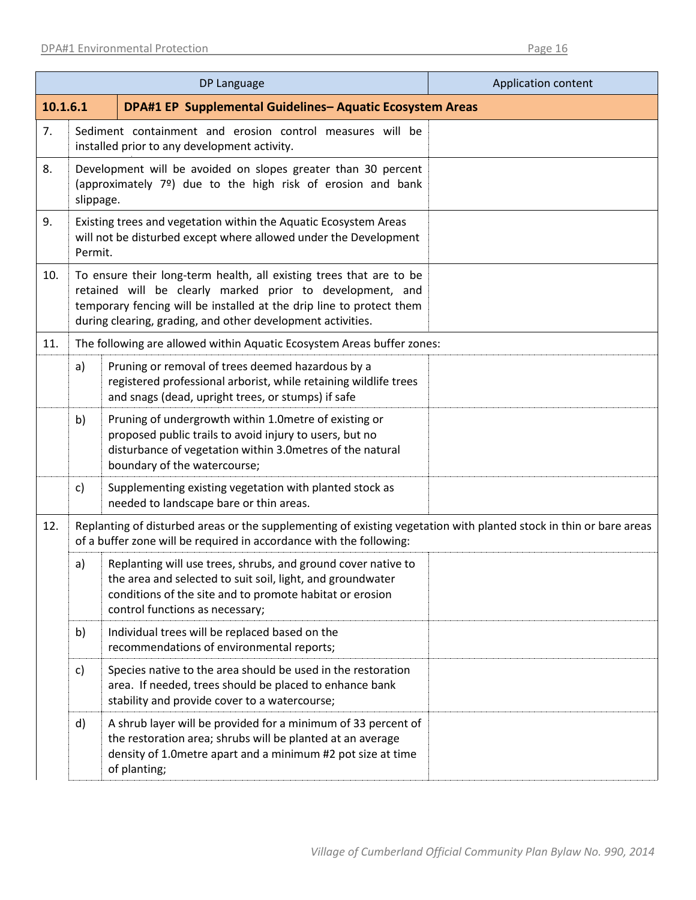| | | DP Language | Application content |
|---|---|---|---|
| **10.1.6.1** | | **DPA#1 EP Supplemental Guidelines– Aquatic Ecosystem Areas** | |
| 7. | | Sediment containment and erosion control measures will be installed prior to any development activity. | |
| 8. | | Development will be avoided on slopes greater than 30 percent (approximately 7º) due to the high risk of erosion and bank slippage. | |
| 9. | | Existing trees and vegetation within the Aquatic Ecosystem Areas will not be disturbed except where allowed under the Development Permit. | |
| 10. | | To ensure their long-term health, all existing trees that are to be retained will be clearly marked prior to development, and temporary fencing will be installed at the drip line to protect them during clearing, grading, and other development activities. | |
| 11. | | The following are allowed within Aquatic Ecosystem Areas buffer zones: | |
| | a) | Pruning or removal of trees deemed hazardous by a registered professional arborist, while retaining wildlife trees and snags (dead, upright trees, or stumps) if safe | |
| | b) | Pruning of undergrowth within 1.0metre of existing or proposed public trails to avoid injury to users, but no disturbance of vegetation within 3.0metres of the natural boundary of the watercourse; | |
| | c) | Supplementing existing vegetation with planted stock as needed to landscape bare or thin areas. | |
| 12. | | Replanting of disturbed areas or the supplementing of existing vegetation with planted stock in thin or bare areas of a buffer zone will be required in accordance with the following: | |
| | a) | Replanting will use trees, shrubs, and ground cover native to the area and selected to suit soil, light, and groundwater conditions of the site and to promote habitat or erosion control functions as necessary; | |
| | b) | Individual trees will be replaced based on the recommendations of environmental reports; | |
| | c) | Species native to the area should be used in the restoration area. If needed, trees should be placed to enhance bank stability and provide cover to a watercourse; | |
| | d) | A shrub layer will be provided for a minimum of 33 percent of the restoration area; shrubs will be planted at an average density of 1.0metre apart and a minimum #2 pot size at time of planting; | |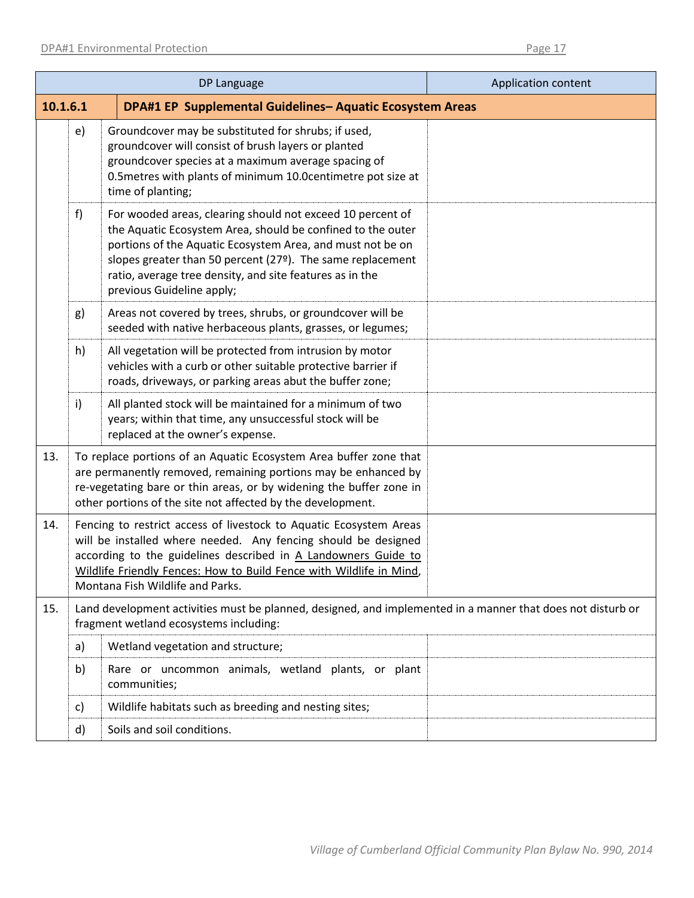| | | DP Language | Application content |
|---|---|---|---|
| **10.1.6.1** | | **DPA#1 EP Supplemental Guidelines– Aquatic Ecosystem Areas** | |
| | e) | Groundcover may be substituted for shrubs; if used, groundcover will consist of brush layers or planted groundcover species at a maximum average spacing of 0.5metres with plants of minimum 10.0centimetre pot size at time of planting; | |
| | f) | For wooded areas, clearing should not exceed 10 percent of the Aquatic Ecosystem Area, should be confined to the outer portions of the Aquatic Ecosystem Area, and must not be on slopes greater than 50 percent (27º). The same replacement ratio, average tree density, and site features as in the previous Guideline apply; | |
| | g) | Areas not covered by trees, shrubs, or groundcover will be seeded with native herbaceous plants, grasses, or legumes; | |
| | h) | All vegetation will be protected from intrusion by motor vehicles with a curb or other suitable protective barrier if roads, driveways, or parking areas abut the buffer zone; | |
| | i) | All planted stock will be maintained for a minimum of two years; within that time, any unsuccessful stock will be replaced at the owner's expense. | |
| 13. | To replace portions of an Aquatic Ecosystem Area buffer zone that are permanently removed, remaining portions may be enhanced by re-vegetating bare or thin areas, or by widening the buffer zone in other portions of the site not affected by the development. | | |
| 14. | Fencing to restrict access of livestock to Aquatic Ecosystem Areas will be installed where needed. Any fencing should be designed according to the guidelines described in A Landowners Guide to Wildlife Friendly Fences: How to Build Fence with Wildlife in Mind, Montana Fish Wildlife and Parks. | | |
| 15. | Land development activities must be planned, designed, and implemented in a manner that does not disturb or fragment wetland ecosystems including: | | |
| | a) | Wetland vegetation and structure; | |
| | b) | Rare or uncommon animals, wetland plants, or plant communities; | |
| | c) | Wildlife habitats such as breeding and nesting sites; | |
| | d) | Soils and soil conditions. | |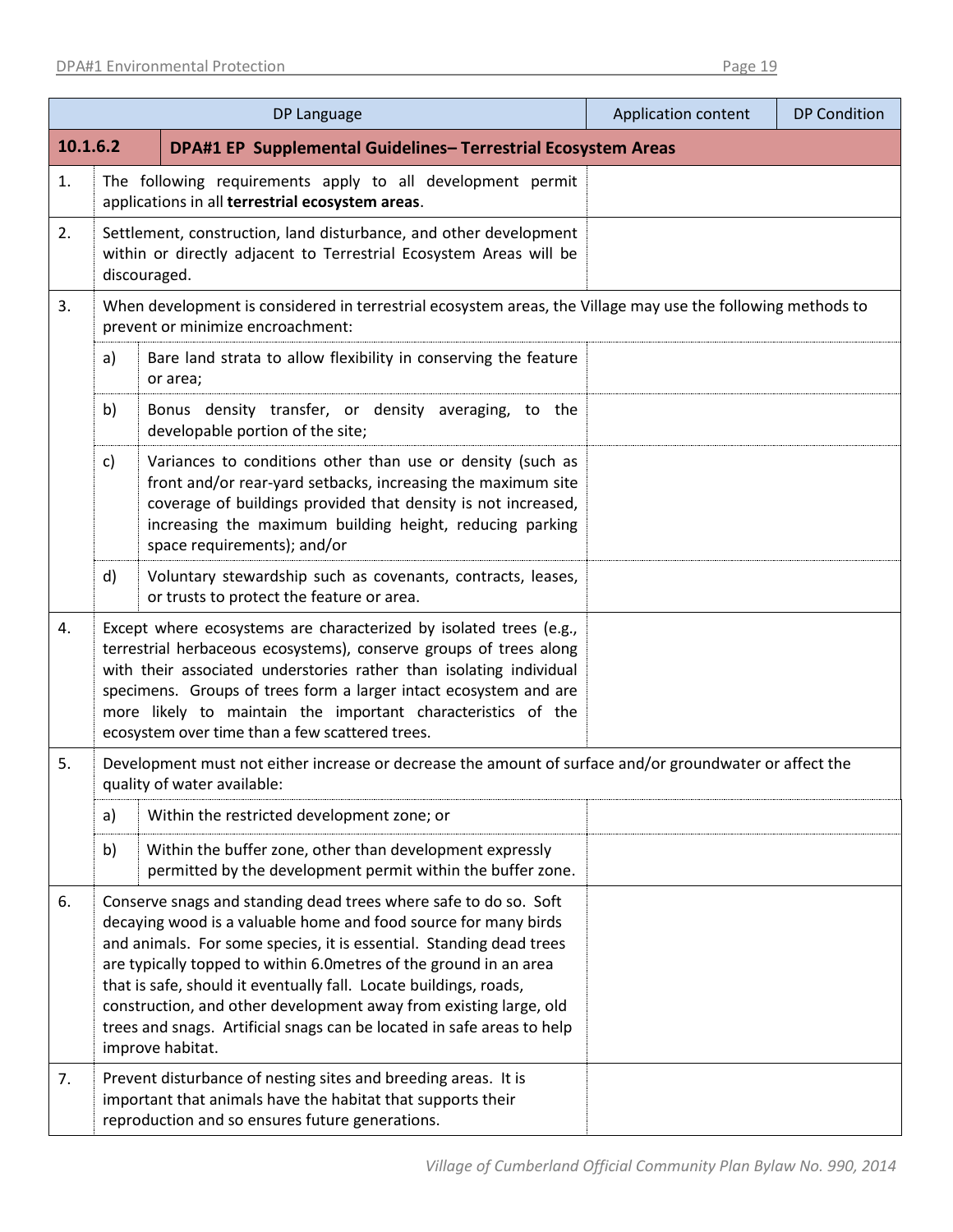| DP Language | | | Application content | DP Condition |
|---|---|---|---|---|
| **10.1.6.2** | **DPA#1 EP Supplemental Guidelines– Terrestrial Ecosystem Areas** | | | |
| 1. | The following requirements apply to all development permit applications in all **terrestrial ecosystem areas**. | | | |
| 2. | Settlement, construction, land disturbance, and other development within or directly adjacent to Terrestrial Ecosystem Areas will be discouraged. | | | |
| 3. | When development is considered in terrestrial ecosystem areas, the Village may use the following methods to prevent or minimize encroachment: | | | |
| | a) | Bare land strata to allow flexibility in conserving the feature or area; | | |
| | b) | Bonus density transfer, or density averaging, to the developable portion of the site; | | |
| | c) | Variances to conditions other than use or density (such as front and/or rear-yard setbacks, increasing the maximum site coverage of buildings provided that density is not increased, increasing the maximum building height, reducing parking space requirements); and/or | | |
| | d) | Voluntary stewardship such as covenants, contracts, leases, or trusts to protect the feature or area. | | |
| 4. | Except where ecosystems are characterized by isolated trees (e.g., terrestrial herbaceous ecosystems), conserve groups of trees along with their associated understories rather than isolating individual specimens. Groups of trees form a larger intact ecosystem and are more likely to maintain the important characteristics of the ecosystem over time than a few scattered trees. | | | |
| 5. | Development must not either increase or decrease the amount of surface and/or groundwater or affect the quality of water available: | | | |
| | a) | Within the restricted development zone; or | | |
| | b) | Within the buffer zone, other than development expressly permitted by the development permit within the buffer zone. | | |
| 6. | Conserve snags and standing dead trees where safe to do so. Soft decaying wood is a valuable home and food source for many birds and animals. For some species, it is essential. Standing dead trees are typically topped to within 6.0metres of the ground in an area that is safe, should it eventually fall. Locate buildings, roads, construction, and other development away from existing large, old trees and snags. Artificial snags can be located in safe areas to help improve habitat. | | | |
| 7. | Prevent disturbance of nesting sites and breeding areas. It is important that animals have the habitat that supports their reproduction and so ensures future generations. | | | |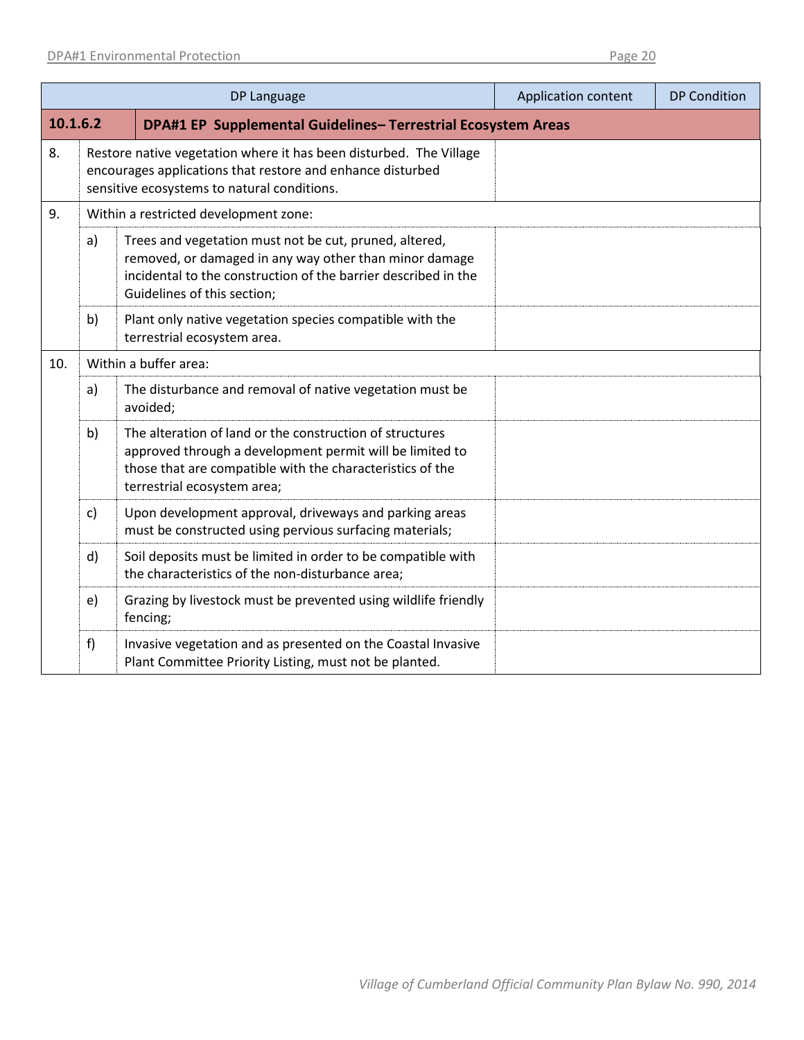| DP Language | | | Application content | DP Condition |
|---|---|---|---|---|
| **10.1.6.2** | **DPA#1 EP Supplemental Guidelines– Terrestrial Ecosystem Areas** | | | |
| 8. | Restore native vegetation where it has been disturbed. The Village encourages applications that restore and enhance disturbed sensitive ecosystems to natural conditions. | | | |
| 9. | Within a restricted development zone: | | | |
| | a) | Trees and vegetation must not be cut, pruned, altered, removed, or damaged in any way other than minor damage incidental to the construction of the barrier described in the Guidelines of this section; | | |
| | b) | Plant only native vegetation species compatible with the terrestrial ecosystem area. | | |
| 10. | Within a buffer area: | | | |
| | a) | The disturbance and removal of native vegetation must be avoided; | | |
| | b) | The alteration of land or the construction of structures approved through a development permit will be limited to those that are compatible with the characteristics of the terrestrial ecosystem area; | | |
| | c) | Upon development approval, driveways and parking areas must be constructed using pervious surfacing materials; | | |
| | d) | Soil deposits must be limited in order to be compatible with the characteristics of the non-disturbance area; | | |
| | e) | Grazing by livestock must be prevented using wildlife friendly fencing; | | |
| | f) | Invasive vegetation and as presented on the Coastal Invasive Plant Committee Priority Listing, must not be planted. | | |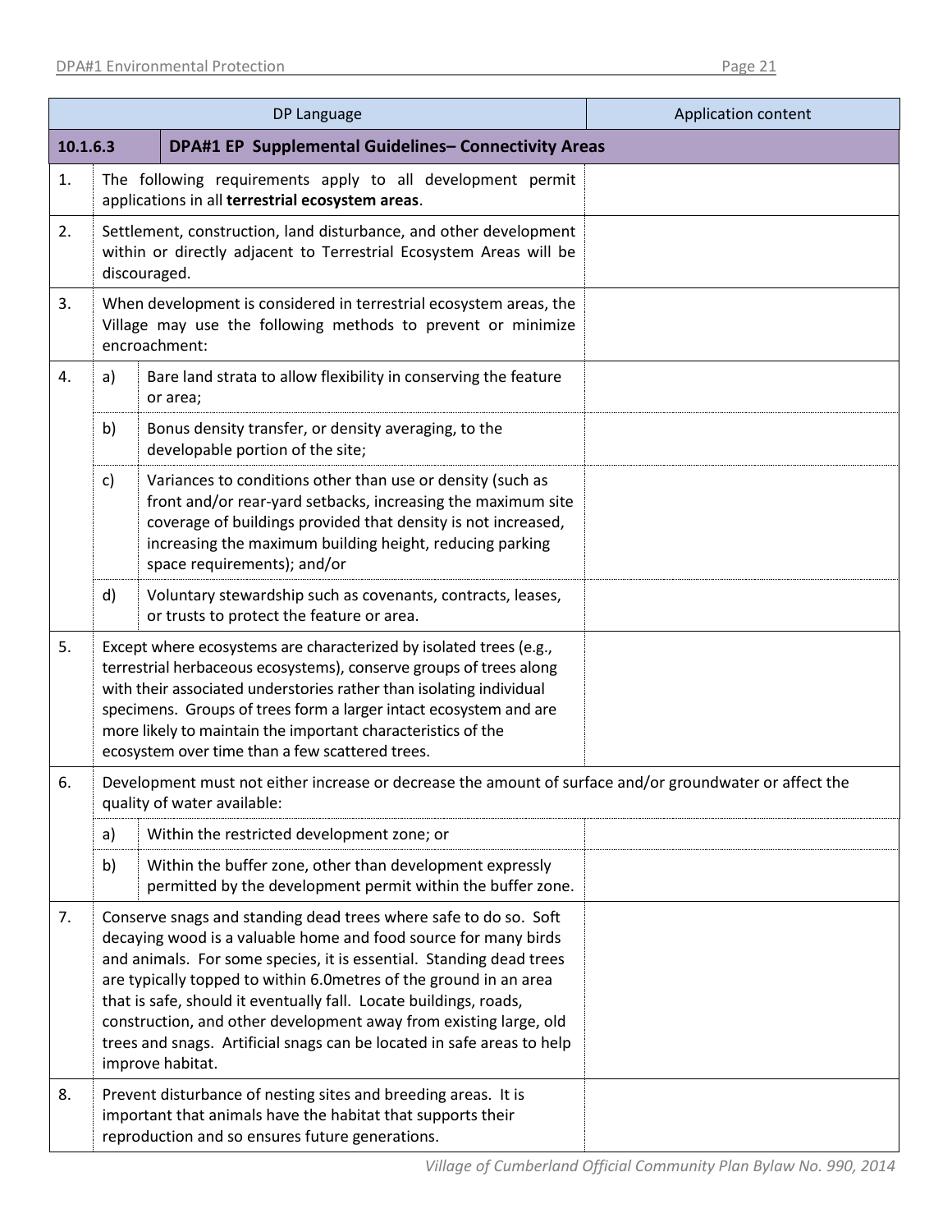| DP Language | | | Application content |
|---|---|---|---|
| **10.1.6.3** | **DPA#1 EP Supplemental Guidelines– Connectivity Areas** | | |
| 1. | The following requirements apply to all development permit applications in all **terrestrial ecosystem areas**. | | |
| 2. | Settlement, construction, land disturbance, and other development within or directly adjacent to Terrestrial Ecosystem Areas will be discouraged. | | |
| 3. | When development is considered in terrestrial ecosystem areas, the Village may use the following methods to prevent or minimize encroachment: | | |
| 4. | a) | Bare land strata to allow flexibility in conserving the feature or area; | |
| | b) | Bonus density transfer, or density averaging, to the developable portion of the site; | |
| | c) | Variances to conditions other than use or density (such as front and/or rear-yard setbacks, increasing the maximum site coverage of buildings provided that density is not increased, increasing the maximum building height, reducing parking space requirements); and/or | |
| | d) | Voluntary stewardship such as covenants, contracts, leases, or trusts to protect the feature or area. | |
| 5. | Except where ecosystems are characterized by isolated trees (e.g., terrestrial herbaceous ecosystems), conserve groups of trees along with their associated understories rather than isolating individual specimens. Groups of trees form a larger intact ecosystem and are more likely to maintain the important characteristics of the ecosystem over time than a few scattered trees. | | |
| 6. | Development must not either increase or decrease the amount of surface and/or groundwater or affect the quality of water available: | | |
| | a) | Within the restricted development zone; or | |
| | b) | Within the buffer zone, other than development expressly permitted by the development permit within the buffer zone. | |
| 7. | Conserve snags and standing dead trees where safe to do so. Soft decaying wood is a valuable home and food source for many birds and animals. For some species, it is essential. Standing dead trees are typically topped to within 6.0metres of the ground in an area that is safe, should it eventually fall. Locate buildings, roads, construction, and other development away from existing large, old trees and snags. Artificial snags can be located in safe areas to help improve habitat. | | |
| 8. | Prevent disturbance of nesting sites and breeding areas. It is important that animals have the habitat that supports their reproduction and so ensures future generations. | | |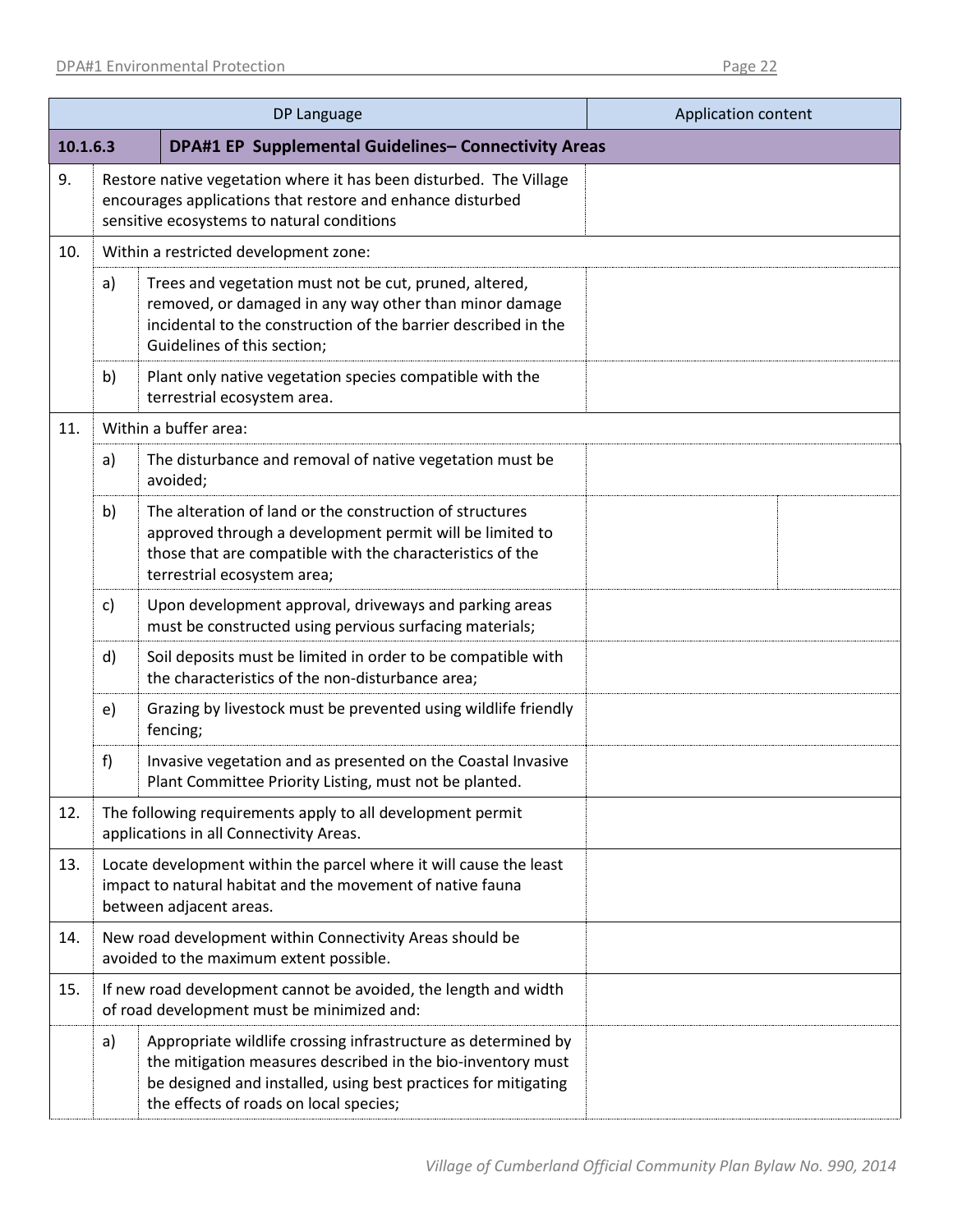| | | DP Language | Application content |
|---|---|---|---|
| 10.1.6.3 | | **DPA#1 EP Supplemental Guidelines– Connectivity Areas** | |
| 9. | | Restore native vegetation where it has been disturbed. The Village encourages applications that restore and enhance disturbed sensitive ecosystems to natural conditions | |
| 10. | | Within a restricted development zone: | |
| | a) | Trees and vegetation must not be cut, pruned, altered, removed, or damaged in any way other than minor damage incidental to the construction of the barrier described in the Guidelines of this section; | |
| | b) | Plant only native vegetation species compatible with the terrestrial ecosystem area. | |
| 11. | | Within a buffer area: | |
| | a) | The disturbance and removal of native vegetation must be avoided; | |
| | b) | The alteration of land or the construction of structures approved through a development permit will be limited to those that are compatible with the characteristics of the terrestrial ecosystem area; | |
| | c) | Upon development approval, driveways and parking areas must be constructed using pervious surfacing materials; | |
| | d) | Soil deposits must be limited in order to be compatible with the characteristics of the non-disturbance area; | |
| | e) | Grazing by livestock must be prevented using wildlife friendly fencing; | |
| | f) | Invasive vegetation and as presented on the Coastal Invasive Plant Committee Priority Listing, must not be planted. | |
| 12. | | The following requirements apply to all development permit applications in all Connectivity Areas. | |
| 13. | | Locate development within the parcel where it will cause the least impact to natural habitat and the movement of native fauna between adjacent areas. | |
| 14. | | New road development within Connectivity Areas should be avoided to the maximum extent possible. | |
| 15. | | If new road development cannot be avoided, the length and width of road development must be minimized and: | |
| | a) | Appropriate wildlife crossing infrastructure as determined by the mitigation measures described in the bio-inventory must be designed and installed, using best practices for mitigating the effects of roads on local species; | |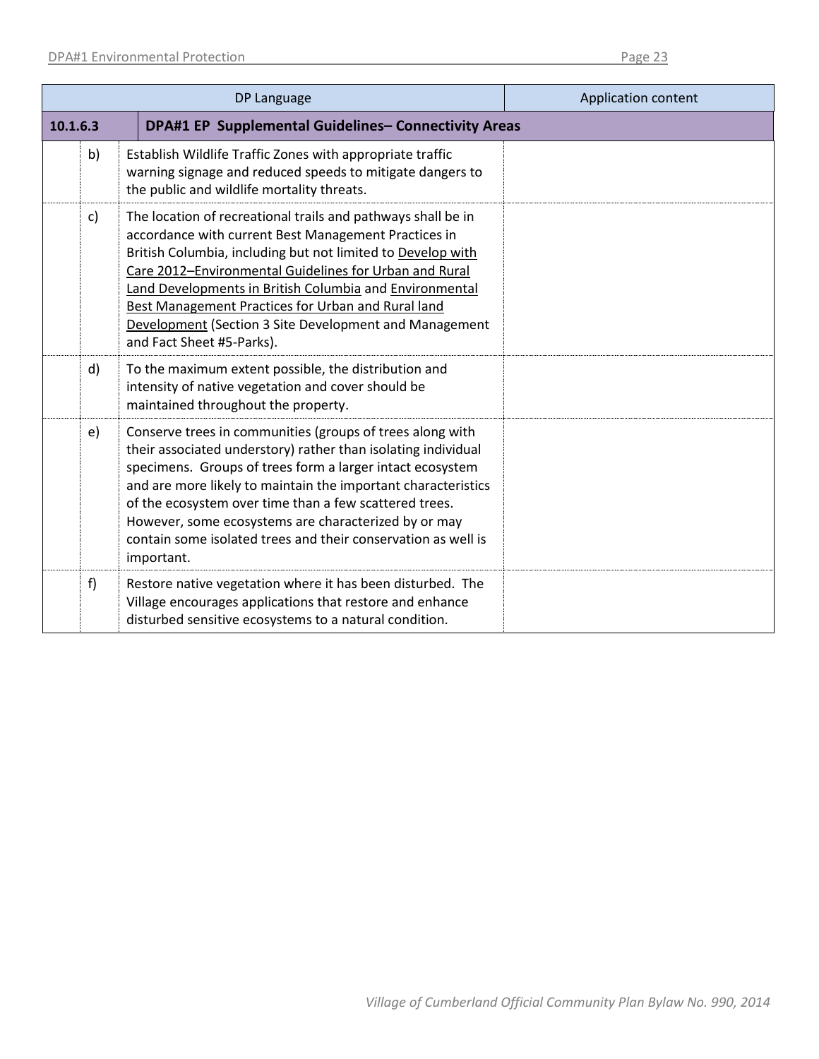| DP Language | | | Application content |
|---|---|---|---|
| **10.1.6.3** | | **DPA#1 EP Supplemental Guidelines– Connectivity Areas** | |
| | b) | Establish Wildlife Traffic Zones with appropriate traffic warning signage and reduced speeds to mitigate dangers to the public and wildlife mortality threats. | |
| | c) | The location of recreational trails and pathways shall be in accordance with current Best Management Practices in British Columbia, including but not limited to Develop with Care 2012–Environmental Guidelines for Urban and Rural Land Developments in British Columbia and Environmental Best Management Practices for Urban and Rural land Development (Section 3 Site Development and Management and Fact Sheet #5-Parks). | |
| | d) | To the maximum extent possible, the distribution and intensity of native vegetation and cover should be maintained throughout the property. | |
| | e) | Conserve trees in communities (groups of trees along with their associated understory) rather than isolating individual specimens. Groups of trees form a larger intact ecosystem and are more likely to maintain the important characteristics of the ecosystem over time than a few scattered trees. However, some ecosystems are characterized by or may contain some isolated trees and their conservation as well is important. | |
| | f) | Restore native vegetation where it has been disturbed. The Village encourages applications that restore and enhance disturbed sensitive ecosystems to a natural condition. | |